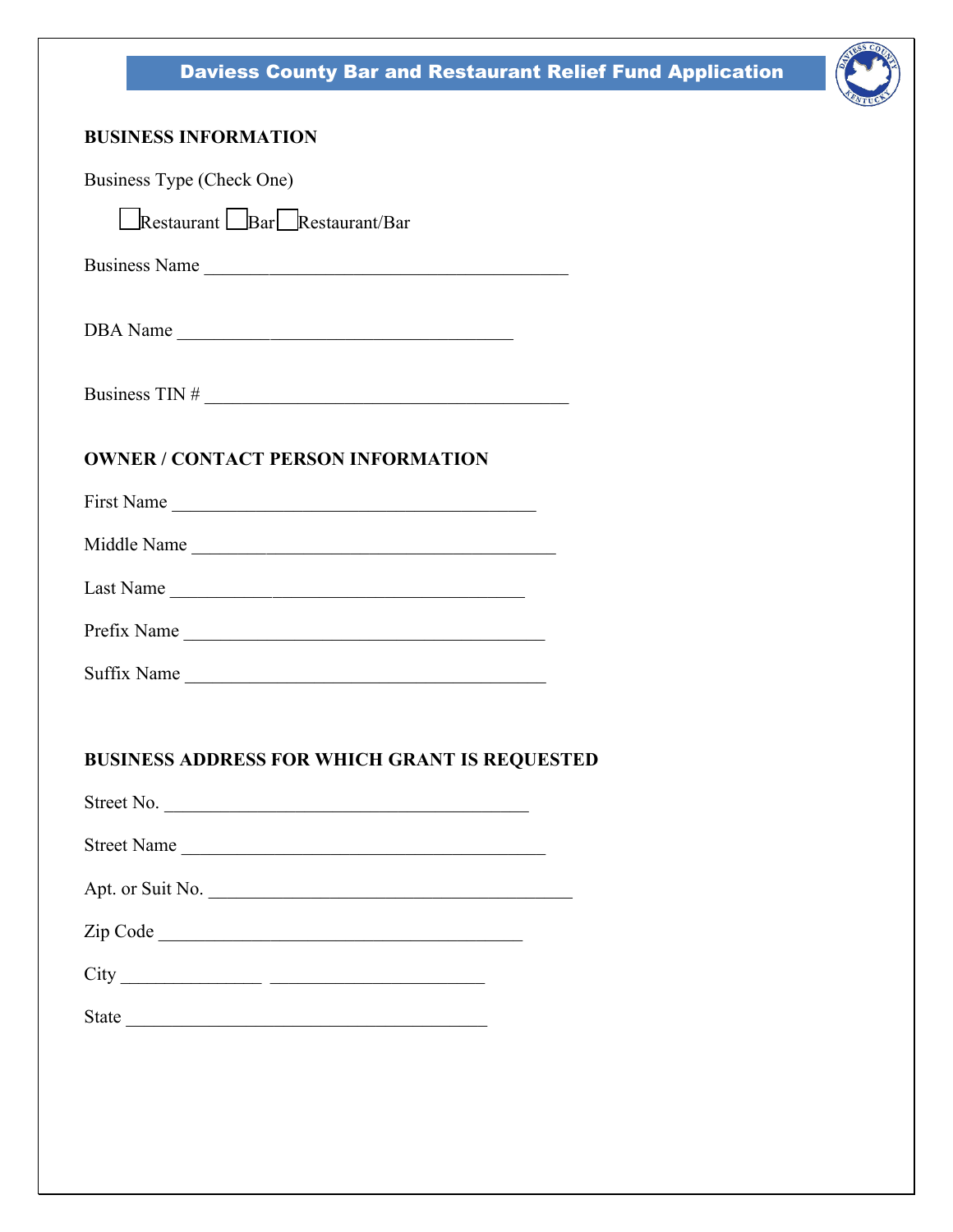# Daviess County Bar and Restaurant Relief Fund Application

**BUSINESS INFORMATION**

Business Type (Check One)

☐ Restaurant ☐ Bar ☐ Restaurant/Bar

Business Name ________________________________________

DBA Name _____________________________________

Business TIN # ________________________________________

**OWNER / CONTACT PERSON INFORMATION**

First Name ________________________________________

Middle Name ________________________________________

Last Name _______________________________________

Prefix Name ________________________________________

Suffix Name ________________________________________

**BUSINESS ADDRESS FOR WHICH GRANT IS REQUESTED**

Street No. ________________________________________

Street Name _______________________________________

Apt. or Suit No. ________________________________________

Zip Code ________________________________________

City _______________ _______________________

State ________________________________________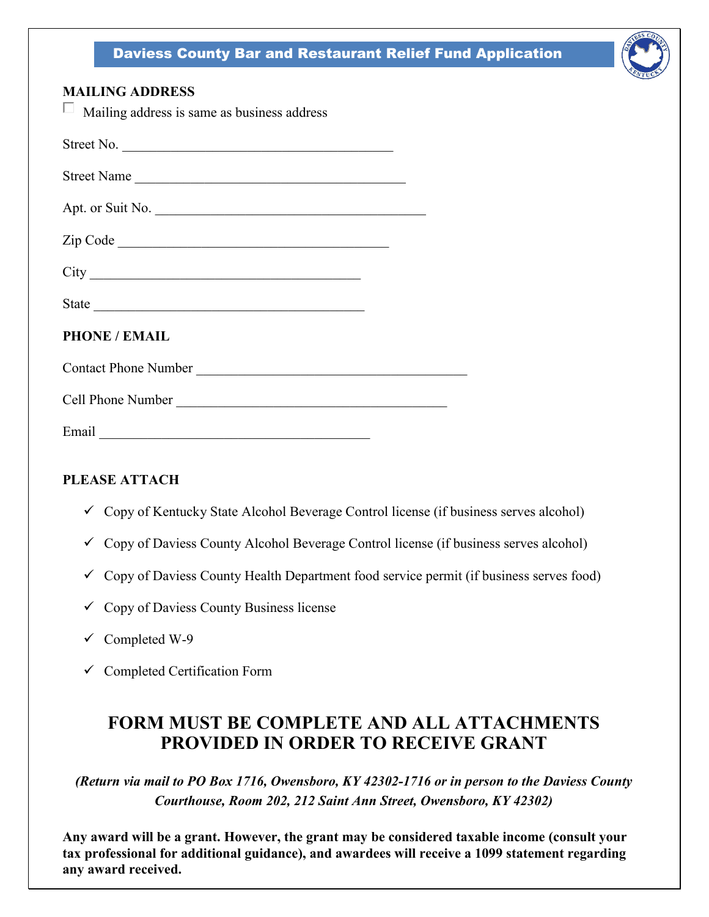# Daviess County Bar and Restaurant Relief Fund Application

**MAILING ADDRESS**

☐ Mailing address is same as business address

Street No. ________________________________________

Street Name ________________________________________

Apt. or Suit No. ________________________________________

Zip Code ________________________________________

City ________________________________________

State ________________________________________

**PHONE / EMAIL**

Contact Phone Number ________________________________________

Cell Phone Number ________________________________________

Email ________________________________________

**PLEASE ATTACH**

- ✓ Copy of Kentucky State Alcohol Beverage Control license (if business serves alcohol)
- ✓ Copy of Daviess County Alcohol Beverage Control license (if business serves alcohol)
- ✓ Copy of Daviess County Health Department food service permit (if business serves food)
- ✓ Copy of Daviess County Business license
- ✓ Completed W-9
- ✓ Completed Certification Form

## FORM MUST BE COMPLETE AND ALL ATTACHMENTS PROVIDED IN ORDER TO RECEIVE GRANT

***(Return via mail to PO Box 1716, Owensboro, KY 42302-1716 or in person to the Daviess County Courthouse, Room 202, 212 Saint Ann Street, Owensboro, KY 42302)***

**Any award will be a grant. However, the grant may be considered taxable income (consult your tax professional for additional guidance), and awardees will receive a 1099 statement regarding any award received.**